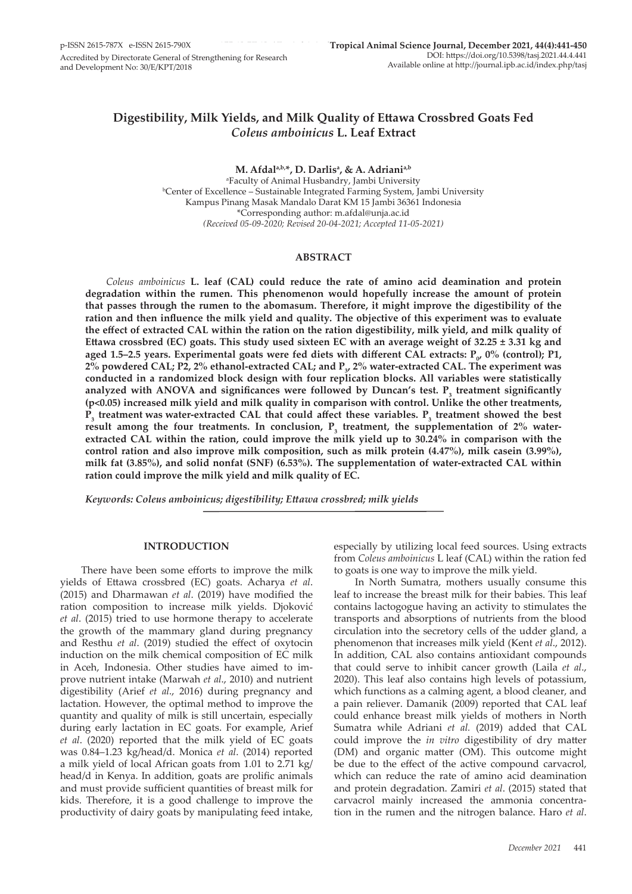p-ISSN 2615-787X e-ISSN 2615-790X

Accredited by Directorate General of Strengthening for Research and Development No: 30/E/KPT/2018

**Tropical Animal Science Journal, December 2021, 44(4):441-450**
DOI: https://doi.org/10.5398/tasj.2021.44.4.441
Available online at http://journal.ipb.ac.id/index.php/tasj

# Digestibility, Milk Yields, and Milk Quality of Ettawa Crossbred Goats Fed *Coleus amboinicus* L. Leaf Extract

**M. Afdal[a,b,*], D. Darlis[a], & A. Adriani[a,b]**

[a]Faculty of Animal Husbandry, Jambi University
[b]Center of Excellence – Sustainable Integrated Farming System, Jambi University
Kampus Pinang Masak Mandalo Darat KM 15 Jambi 36361 Indonesia
*Corresponding author: m.afdal@unja.ac.id
*(Received 05-09-2020; Revised 20-04-2021; Accepted 11-05-2021)*

## ABSTRACT

***Coleus amboinicus* L. leaf (CAL) could reduce the rate of amino acid deamination and protein degradation within the rumen. This phenomenon would hopefully increase the amount of protein that passes through the rumen to the abomasum. Therefore, it might improve the digestibility of the ration and then influence the milk yield and quality. The objective of this experiment was to evaluate the effect of extracted CAL within the ration on the ration digestibility, milk yield, and milk quality of Ettawa crossbred (EC) goats. This study used sixteen EC with an average weight of 32.25 ± 3.31 kg and aged 1.5–2.5 years. Experimental goats were fed diets with different CAL extracts: $P_0$, 0% (control); P1, 2% powdered CAL; P2, 2% ethanol-extracted CAL; and $P_3$, 2% water-extracted CAL. The experiment was conducted in a randomized block design with four replication blocks. All variables were statistically analyzed with ANOVA and significances were followed by Duncan's test. $P_3$ treatment significantly ($p<0.05$) increased milk yield and milk quality in comparison with control. Unlike the other treatments, $P_3$ treatment was water-extracted CAL that could affect these variables. $P_3$ treatment showed the best result among the four treatments. In conclusion, $P_3$ treatment, the supplementation of 2% water-extracted CAL within the ration, could improve the milk yield up to 30.24% in comparison with the control ration and also improve milk composition, such as milk protein (4.47%), milk casein (3.99%), milk fat (3.85%), and solid nonfat (SNF) (6.53%). The supplementation of water-extracted CAL within ration could improve the milk yield and milk quality of EC.**

***Keywords: Coleus amboinicus; digestibility; Ettawa crossbred; milk yields***

## INTRODUCTION

There have been some efforts to improve the milk yields of Ettawa crossbred (EC) goats. Acharya *et al*. (2015) and Dharmawan *et al*. (2019) have modified the ration composition to increase milk yields. Djoković *et al*. (2015) tried to use hormone therapy to accelerate the growth of the mammary gland during pregnancy and Resthu *et al*. (2019) studied the effect of oxytocin induction on the milk chemical composition of EC milk in Aceh, Indonesia. Other studies have aimed to improve nutrient intake (Marwah *et al*., 2010) and nutrient digestibility (Arief *et al*., 2016) during pregnancy and lactation. However, the optimal method to improve the quantity and quality of milk is still uncertain, especially during early lactation in EC goats. For example, Arief *et al*. (2020) reported that the milk yield of EC goats was 0.84–1.23 kg/head/d. Monica *et al*. (2014) reported a milk yield of local African goats from 1.01 to 2.71 kg/head/d in Kenya. In addition, goats are prolific animals and must provide sufficient quantities of breast milk for kids. Therefore, it is a good challenge to improve the productivity of dairy goats by manipulating feed intake, especially by utilizing local feed sources. Using extracts from *Coleus amboinicus* L leaf (CAL) within the ration fed to goats is one way to improve the milk yield.

In North Sumatra, mothers usually consume this leaf to increase the breast milk for their babies. This leaf contains lactogogue having an activity to stimulates the transports and absorptions of nutrients from the blood circulation into the secretory cells of the udder gland, a phenomenon that increases milk yield (Kent *et al*., 2012). In addition, CAL also contains antioxidant compounds that could serve to inhibit cancer growth (Laila *et al*., 2020). This leaf also contains high levels of potassium, which functions as a calming agent, a blood cleaner, and a pain reliever. Damanik (2009) reported that CAL leaf could enhance breast milk yields of mothers in North Sumatra while Adriani *et al.* (2019) added that CAL could improve the *in vitro* digestibility of dry matter (DM) and organic matter (OM). This outcome might be due to the effect of the active compound carvacrol, which can reduce the rate of amino acid deamination and protein degradation. Zamiri *et al*. (2015) stated that carvacrol mainly increased the ammonia concentration in the rumen and the nitrogen balance. Haro *et al*.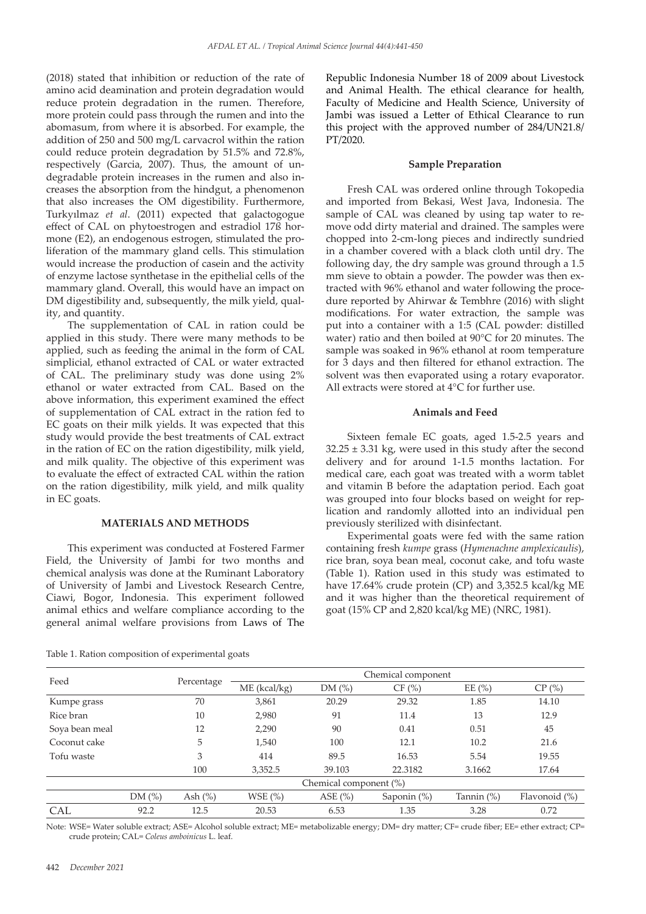(2018) stated that inhibition or reduction of the rate of amino acid deamination and protein degradation would reduce protein degradation in the rumen. Therefore, more protein could pass through the rumen and into the abomasum, from where it is absorbed. For example, the addition of 250 and 500 mg/L carvacrol within the ration could reduce protein degradation by 51.5% and 72.8%, respectively (Garcia, 2007). Thus, the amount of undegradable protein increases in the rumen and also increases the absorption from the hindgut, a phenomenon that also increases the OM digestibility. Furthermore, Turkyılmaz *et al*. (2011) expected that galactogogue effect of CAL on phytoestrogen and estradiol 17ß hormone (E2), an endogenous estrogen, stimulated the proliferation of the mammary gland cells. This stimulation would increase the production of casein and the activity of enzyme lactose synthetase in the epithelial cells of the mammary gland. Overall, this would have an impact on DM digestibility and, subsequently, the milk yield, quality, and quantity.

The supplementation of CAL in ration could be applied in this study. There were many methods to be applied, such as feeding the animal in the form of CAL simplicial, ethanol extracted of CAL or water extracted of CAL. The preliminary study was done using 2% ethanol or water extracted from CAL. Based on the above information, this experiment examined the effect of supplementation of CAL extract in the ration fed to EC goats on their milk yields. It was expected that this study would provide the best treatments of CAL extract in the ration of EC on the ration digestibility, milk yield, and milk quality. The objective of this experiment was to evaluate the effect of extracted CAL within the ration on the ration digestibility, milk yield, and milk quality in EC goats.

## MATERIALS AND METHODS

This experiment was conducted at Fostered Farmer Field, the University of Jambi for two months and chemical analysis was done at the Ruminant Laboratory of University of Jambi and Livestock Research Centre, Ciawi, Bogor, Indonesia. This experiment followed animal ethics and welfare compliance according to the general animal welfare provisions from Laws of The Republic Indonesia Number 18 of 2009 about Livestock and Animal Health. The ethical clearance for health, Faculty of Medicine and Health Science, University of Jambi was issued a Letter of Ethical Clearance to run this project with the approved number of 284/UN21.8/PT/2020.

### Sample Preparation

Fresh CAL was ordered online through Tokopedia and imported from Bekasi, West Java, Indonesia. The sample of CAL was cleaned by using tap water to remove odd dirty material and drained. The samples were chopped into 2-cm-long pieces and indirectly sundried in a chamber covered with a black cloth until dry. The following day, the dry sample was ground through a 1.5 mm sieve to obtain a powder. The powder was then extracted with 96% ethanol and water following the procedure reported by Ahirwar & Tembhre (2016) with slight modifications. For water extraction, the sample was put into a container with a 1:5 (CAL powder: distilled water) ratio and then boiled at 90°C for 20 minutes. The sample was soaked in 96% ethanol at room temperature for 3 days and then filtered for ethanol extraction. The solvent was then evaporated using a rotary evaporator. All extracts were stored at 4°C for further use.

### Animals and Feed

Sixteen female EC goats, aged 1.5-2.5 years and 32.25 ± 3.31 kg, were used in this study after the second delivery and for around 1-1.5 months lactation. For medical care, each goat was treated with a worm tablet and vitamin B before the adaptation period. Each goat was grouped into four blocks based on weight for replication and randomly allotted into an individual pen previously sterilized with disinfectant.

Experimental goats were fed with the same ration containing fresh *kumpe* grass (*Hymenachne amplexicaulis*), rice bran, soya bean meal, coconut cake, and tofu waste (Table 1). Ration used in this study was estimated to have 17.64% crude protein (CP) and 3,352.5 kcal/kg ME and it was higher than the theoretical requirement of goat (15% CP and 2,820 kcal/kg ME) (NRC, 1981).

Table 1. Ration composition of experimental goats

| Feed | | Percentage | Chemical component | | | | |
|---|---|---|---|---|---|---|---|
| | | | ME (kcal/kg) | DM (%) | CF (%) | EE (%) | CP (%) |
| Kumpe grass | | 70 | 3,861 | 20.29 | 29.32 | 1.85 | 14.10 |
| Rice bran | | 10 | 2,980 | 91 | 11.4 | 13 | 12.9 |
| Soya bean meal | | 12 | 2,290 | 90 | 0.41 | 0.51 | 45 |
| Coconut cake | | 5 | 1,540 | 100 | 12.1 | 10.2 | 21.6 |
| Tofu waste | | 3 | 414 | 89.5 | 16.53 | 5.54 | 19.55 |
| | | 100 | 3,352.5 | 39.103 | 22.3182 | 3.1662 | 17.64 |
| | Chemical component (%) | | | | | | |
| | DM (%) | Ash (%) | WSE (%) | ASE (%) | Saponin (%) | Tannin (%) | Flavonoid (%) |
| CAL | 92.2 | 12.5 | 20.53 | 6.53 | 1.35 | 3.28 | 0.72 |

Note: WSE= Water soluble extract; ASE= Alcohol soluble extract; ME= metabolizable energy; DM= dry matter; CF= crude fiber; EE= ether extract; CP= crude protein; CAL= *Coleus amboinicus* L. leaf.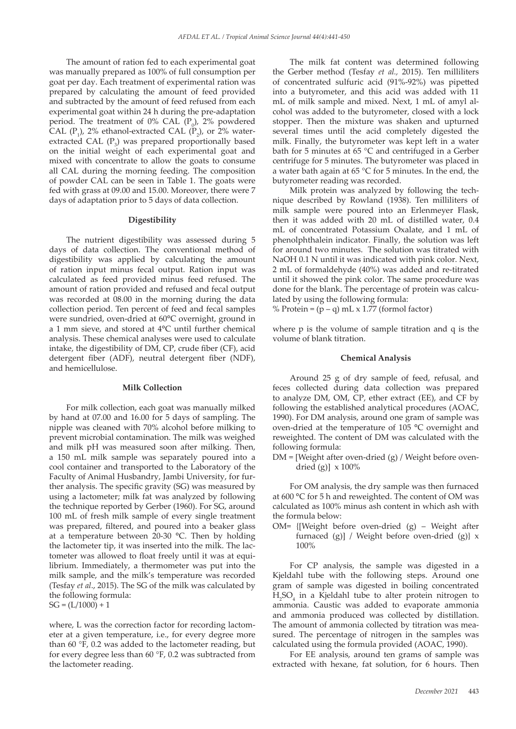The amount of ration fed to each experimental goat was manually prepared as 100% of full consumption per goat per day. Each treatment of experimental ration was prepared by calculating the amount of feed provided and subtracted by the amount of feed refused from each experimental goat within 24 h during the pre-adaptation period. The treatment of 0% CAL ($P_0$), 2% powdered CAL ($P_1$), 2% ethanol-extracted CAL ($P_2$), or 2% water-extracted CAL ($P_3$) was prepared proportionally based on the initial weight of each experimental goat and mixed with concentrate to allow the goats to consume all CAL during the morning feeding. The composition of powder CAL can be seen in Table 1. The goats were fed with grass at 09.00 and 15.00. Moreover, there were 7 days of adaptation prior to 5 days of data collection.

### Digestibility

The nutrient digestibility was assessed during 5 days of data collection. The conventional method of digestibility was applied by calculating the amount of ration input minus fecal output. Ration input was calculated as feed provided minus feed refused. The amount of ration provided and refused and fecal output was recorded at 08.00 in the morning during the data collection period. Ten percent of feed and fecal samples were sundried, oven-dried at 60°C overnight, ground in a 1 mm sieve, and stored at 4°C until further chemical analysis. These chemical analyses were used to calculate intake, the digestibility of DM, CP, crude fiber (CF), acid detergent fiber (ADF), neutral detergent fiber (NDF), and hemicellulose.

### Milk Collection

For milk collection, each goat was manually milked by hand at 07.00 and 16.00 for 5 days of sampling. The nipple was cleaned with 70% alcohol before milking to prevent microbial contamination. The milk was weighed and milk pH was measured soon after milking. Then, a 150 mL milk sample was separately poured into a cool container and transported to the Laboratory of the Faculty of Animal Husbandry, Jambi University, for further analysis. The specific gravity (SG) was measured by using a lactometer; milk fat was analyzed by following the technique reported by Gerber (1960). For SG, around 100 mL of fresh milk sample of every single treatment was prepared, filtered, and poured into a beaker glass at a temperature between 20-30 °C. Then by holding the lactometer tip, it was inserted into the milk. The lactometer was allowed to float freely until it was at equilibrium. Immediately, a thermometer was put into the milk sample, and the milk's temperature was recorded (Tesfay *et al*., 2015). The SG of the milk was calculated by the following formula:

$$SG = (L/1000) + 1$$

where, L was the correction factor for recording lactometer at a given temperature, i.e., for every degree more than 60 °F, 0.2 was added to the lactometer reading, but for every degree less than 60 °F, 0.2 was subtracted from the lactometer reading.

The milk fat content was determined following the Gerber method (Tesfay *et al.,* 2015). Ten milliliters of concentrated sulfuric acid (91%-92%) was pipetted into a butyrometer, and this acid was added with 11 mL of milk sample and mixed. Next, 1 mL of amyl alcohol was added to the butyrometer, closed with a lock stopper. Then the mixture was shaken and upturned several times until the acid completely digested the milk. Finally, the butyrometer was kept left in a water bath for 5 minutes at 65 °C and centrifuged in a Gerber centrifuge for 5 minutes. The butyrometer was placed in a water bath again at 65 °C for 5 minutes. In the end, the butyrometer reading was recorded.

Milk protein was analyzed by following the technique described by Rowland (1938). Ten milliliters of milk sample were poured into an Erlenmeyer Flask, then it was added with 20 mL of distilled water, 0.4 mL of concentrated Potassium Oxalate, and 1 mL of phenolphthalein indicator. Finally, the solution was left for around two minutes. The solution was titrated with NaOH 0.1 N until it was indicated with pink color. Next, 2 mL of formaldehyde (40%) was added and re-titrated until it showed the pink color. The same procedure was done for the blank. The percentage of protein was calculated by using the following formula:

$$\% \text{ Protein} = (p - q) \text{ mL} \times 1.77 \text{ (formol factor)}$$

where p is the volume of sample titration and q is the volume of blank titration.

### Chemical Analysis

Around 25 g of dry sample of feed, refusal, and feces collected during data collection was prepared to analyze DM, OM, CP, ether extract (EE), and CF by following the established analytical procedures (AOAC, 1990). For DM analysis, around one gram of sample was oven-dried at the temperature of 105 °C overnight and reweighted. The content of DM was calculated with the following formula:

$$DM = [\text{Weight after oven-dried (g)} / \text{Weight before oven-dried (g)}] \times 100\%$$

For OM analysis, the dry sample was then furnaced at 600 °C for 5 h and reweighted. The content of OM was calculated as 100% minus ash content in which ash with the formula below:

$$OM = \{[\text{Weight before oven-dried (g)} - \text{Weight after furnaced (g)}] / \text{Weight before oven-dried (g)}\} \times 100\%$$

For CP analysis, the sample was digested in a Kjeldahl tube with the following steps. Around one gram of sample was digested in boiling concentrated $H_2SO_4$ in a Kjeldahl tube to alter protein nitrogen to ammonia. Caustic was added to evaporate ammonia and ammonia produced was collected by distillation. The amount of ammonia collected by titration was measured. The percentage of nitrogen in the samples was calculated using the formula provided (AOAC, 1990).

For EE analysis, around ten grams of sample was extracted with hexane, fat solution, for 6 hours. Then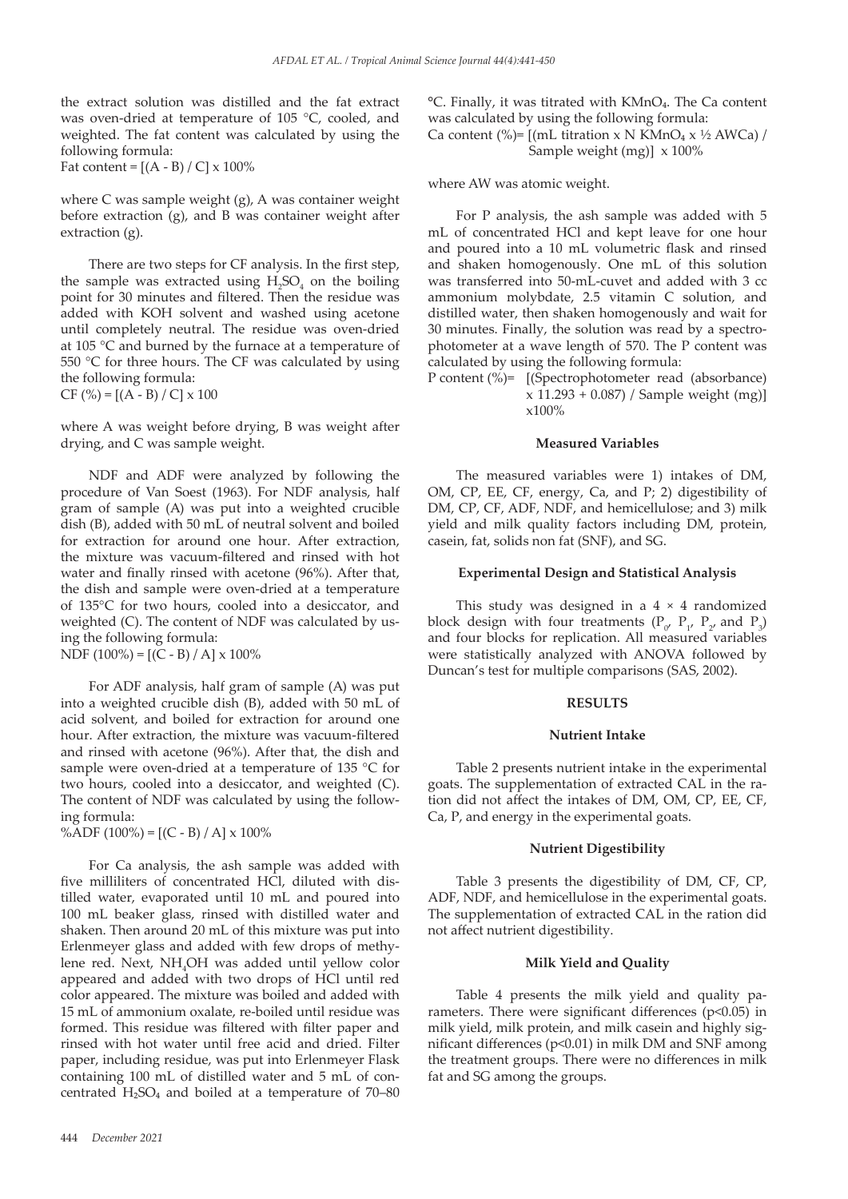the extract solution was distilled and the fat extract was oven-dried at temperature of 105 °C, cooled, and weighted. The fat content was calculated by using the following formula:

Fat content = [(A - B) / C] x 100%

where C was sample weight (g), A was container weight before extraction (g), and B was container weight after extraction (g).

There are two steps for CF analysis. In the first step, the sample was extracted using $H_2SO_4$ on the boiling point for 30 minutes and filtered. Then the residue was added with KOH solvent and washed using acetone until completely neutral. The residue was oven-dried at 105 °C and burned by the furnace at a temperature of 550 °C for three hours. The CF was calculated by using the following formula:

CF (%) = [(A - B) / C] x 100

where A was weight before drying, B was weight after drying, and C was sample weight.

NDF and ADF were analyzed by following the procedure of Van Soest (1963). For NDF analysis, half gram of sample (A) was put into a weighted crucible dish (B), added with 50 mL of neutral solvent and boiled for extraction for around one hour. After extraction, the mixture was vacuum-filtered and rinsed with hot water and finally rinsed with acetone (96%). After that, the dish and sample were oven-dried at a temperature of 135°C for two hours, cooled into a desiccator, and weighted (C). The content of NDF was calculated by using the following formula:

NDF (100%) = [(C - B) / A] x 100%

For ADF analysis, half gram of sample (A) was put into a weighted crucible dish (B), added with 50 mL of acid solvent, and boiled for extraction for around one hour. After extraction, the mixture was vacuum-filtered and rinsed with acetone (96%). After that, the dish and sample were oven-dried at a temperature of 135 °C for two hours, cooled into a desiccator, and weighted (C). The content of NDF was calculated by using the following formula:

%ADF (100%) = [(C - B) / A] x 100%

For Ca analysis, the ash sample was added with five milliliters of concentrated HCl, diluted with distilled water, evaporated until 10 mL and poured into 100 mL beaker glass, rinsed with distilled water and shaken. Then around 20 mL of this mixture was put into Erlenmeyer glass and added with few drops of methylene red. Next, $NH_4OH$ was added until yellow color appeared and added with two drops of HCl until red color appeared. The mixture was boiled and added with 15 mL of ammonium oxalate, re-boiled until residue was formed. This residue was filtered with filter paper and rinsed with hot water until free acid and dried. Filter paper, including residue, was put into Erlenmeyer Flask containing 100 mL of distilled water and 5 mL of concentrated $H_2SO_4$ and boiled at a temperature of 70–80 °C. Finally, it was titrated with $KMnO_4$. The Ca content was calculated by using the following formula:

Ca content (%)= [(mL titration x N $KMnO_4$ x ½ AWCa) / Sample weight (mg)] x 100%

where AW was atomic weight.

For P analysis, the ash sample was added with 5 mL of concentrated HCl and kept leave for one hour and poured into a 10 mL volumetric flask and rinsed and shaken homogenously. One mL of this solution was transferred into 50-mL-cuvet and added with 3 cc ammonium molybdate, 2.5 vitamin C solution, and distilled water, then shaken homogenously and wait for 30 minutes. Finally, the solution was read by a spectrophotometer at a wave length of 570. The P content was calculated by using the following formula:

P content (%)= [(Spectrophotometer read (absorbance) x 11.293 + 0.087) / Sample weight (mg)] x100%

### Measured Variables

The measured variables were 1) intakes of DM, OM, CP, EE, CF, energy, Ca, and P; 2) digestibility of DM, CP, CF, ADF, NDF, and hemicellulose; and 3) milk yield and milk quality factors including DM, protein, casein, fat, solids non fat (SNF), and SG.

### Experimental Design and Statistical Analysis

This study was designed in a 4 × 4 randomized block design with four treatments ($P_0$, $P_1$, $P_2$, and $P_3$) and four blocks for replication. All measured variables were statistically analyzed with ANOVA followed by Duncan's test for multiple comparisons (SAS, 2002).

## RESULTS

### Nutrient Intake

Table 2 presents nutrient intake in the experimental goats. The supplementation of extracted CAL in the ration did not affect the intakes of DM, OM, CP, EE, CF, Ca, P, and energy in the experimental goats.

### Nutrient Digestibility

Table 3 presents the digestibility of DM, CF, CP, ADF, NDF, and hemicellulose in the experimental goats. The supplementation of extracted CAL in the ration did not affect nutrient digestibility.

### Milk Yield and Quality

Table 4 presents the milk yield and quality parameters. There were significant differences ($p<0.05$) in milk yield, milk protein, and milk casein and highly significant differences ($p<0.01$) in milk DM and SNF among the treatment groups. There were no differences in milk fat and SG among the groups.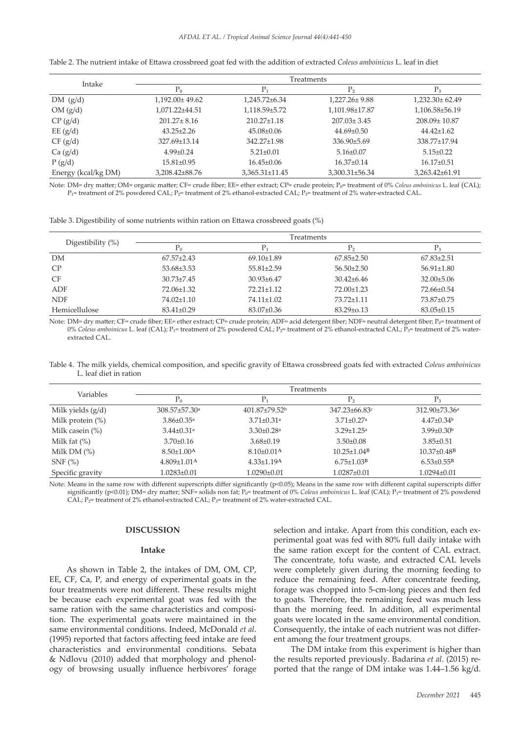Table 2. The nutrient intake of Ettawa crossbreed goat fed with the addition of extracted *Coleus amboinicus* L. leaf in diet

| Intake | Treatments | | | |
|---|---|---|---|---|
| | $P_0$ | $P_1$ | $P_2$ | $P_3$ |
| DM (g/d) | 1,192.00± 49.62 | 1,245.72±6.34 | 1,227.26± 9.88 | 1,232.30± 62.49 |
| OM (g/d) | 1,071.22±44.51 | 1,118.59±5.72 | 1,101.98±17.87 | 1,106.58±56.19 |
| CP (g/d) | 201.27± 8.16 | 210.27±1.18 | 207.03± 3.45 | 208.09± 10.87 |
| EE (g/d) | 43.25±2.26 | 45.08±0.06 | 44.69±0.50 | 44.42±1.62 |
| CF (g/d) | 327.69±13.14 | 342.27±1.98 | 336.90±5.69 | 338.77±17.94 |
| Ca (g/d) | 4.99±0.24 | 5.21±0.01 | 5.16±0.07 | 5.15±0.22 |
| P (g/d) | 15.81±0.95 | 16.45±0.06 | 16.37±0.14 | 16.17±0.51 |
| Energy (kcal/kg DM) | 3,208.42±88.76 | 3,365.31±11.45 | 3,300.31±56.34 | 3,263.42±61.91 |

Note: DM= dry matter; OM= organic matter; CF= crude fiber; EE= ether extract; CP= crude protein; $P_0$= treatment of 0% *Coleus amboinicus* L. leaf (CAL); $P_1$= treatment of 2% powdered CAL; $P_2$= treatment of 2% ethanol-extracted CAL; $P_3$= treatment of 2% water-extracted CAL.

Table 3. Digestibility of some nutrients within ration on Ettawa crossbreed goats (%)

| Digestibility (%) | Treatments | | | |
|---|---|---|---|---|
| | $P_0$ | $P_1$ | $P_2$ | $P_3$ |
| DM | 67.57±2.43 | 69.10±1.89 | 67.85±2.50 | 67.83±2.51 |
| CP | 53.68±3.53 | 55.81±2.59 | 56.50±2.50 | 56.91±1.80 |
| CF | 30.73±7.45 | 30.93±6.47 | 30.42±6.46 | 32.00±5.06 |
| ADF | 72.06±1.32 | 72.21±1.12 | 72.00±1.23 | 72.66±0.54 |
| NDF | 74.02±1.10 | 74.11±1.02 | 73.72±1.11 | 73.87±0.75 |
| Hemicellulose | 83.41±0.29 | 83.07±0.36 | 83.29±o.13 | 83.05±0.15 |

Note: DM= dry matter; CF= crude fiber; EE= ether extract; CP= crude protein; ADF= acid detergent fiber; NDF= neutral detergent fiber; $P_0$= treatment of 0% *Coleus amboinicus* L. leaf (CAL); $P_1$= treatment of 2% powdered CAL; $P_2$= treatment of 2% ethanol-extracted CAL; $P_3$= treatment of 2% water-extracted CAL.

Table 4. The milk yields, chemical composition, and specific gravity of Ettawa crossbreed goats fed with extracted *Coleus amboinicus* L. leaf diet in ration

| Variables | Treatments | | | |
|---|---|---|---|---|
| | $P_0$ | $P_1$ | $P_2$ | $P_3$ |
| Milk yields (g/d) | 308.57±57.30[a] | 401.87±79.52[b] | 347.23±66.83[c] | 312.90±73.36[a] |
| Milk protein (%) | 3.86±0.35[a] | 3.71±0.31[a] | 3.71±0.27[a] | 4.47±0.34[b] |
| Milk casein (%) | 3.44±0.31[a] | 3.30±0.28[a] | 3.29±1.25[a] | 3.99±0.30[b] |
| Milk fat (%) | 3.70±0.16 | 3.68±0.19 | 3.50±0.08 | 3.85±0.51 |
| Milk DM (%) | 8.50±1.00[A] | 8.10±0.01[A] | 10.25±1.04[B] | 10.37±0.48[B] |
| SNF (%) | 4.809±1.01[A] | 4.33±1.19[A] | 6.75±1.03[B] | 6.53±0.55[B] |
| Specific gravity | 1.0283±0.01 | 1.0290±0.01 | 1.0287±0.01 | 1.0294±0.01 |

Note: Means in the same row with different superscripts differ significantly ($p<0.05$); Means in the same row with different capital superscripts differ significantly ($p<0.01$); DM= dry matter; SNF= solids non fat; $P_0$= treatment of 0% *Coleus amboinicus* L. leaf (CAL); $P_1$= treatment of 2% powdered CAL; $P_2$= treatment of 2% ethanol-extracted CAL; $P_3$= treatment of 2% water-extracted CAL.

## DISCUSSION

### Intake

As shown in Table 2, the intakes of DM, OM, CP, EE, CF, Ca, P, and energy of experimental goats in the four treatments were not different. These results might be because each experimental goat was fed with the same ration with the same characteristics and composition. The experimental goats were maintained in the same environmental conditions. Indeed, McDonald *et al*. (1995) reported that factors affecting feed intake are feed characteristics and environmental conditions. Sebata & Ndlovu (2010) added that morphology and phenology of browsing usually influence herbivores' forage selection and intake. Apart from this condition, each experimental goat was fed with 80% full daily intake with the same ration except for the content of CAL extract. The concentrate, tofu waste, and extracted CAL levels were completely given during the morning feeding to reduce the remaining feed. After concentrate feeding, forage was chopped into 5-cm-long pieces and then fed to goats. Therefore, the remaining feed was much less than the morning feed. In addition, all experimental goats were located in the same environmental condition. Consequently, the intake of each nutrient was not different among the four treatment groups.

The DM intake from this experiment is higher than the results reported previously. Badarina *et al.* (2015) reported that the range of DM intake was 1.44–1.56 kg/d.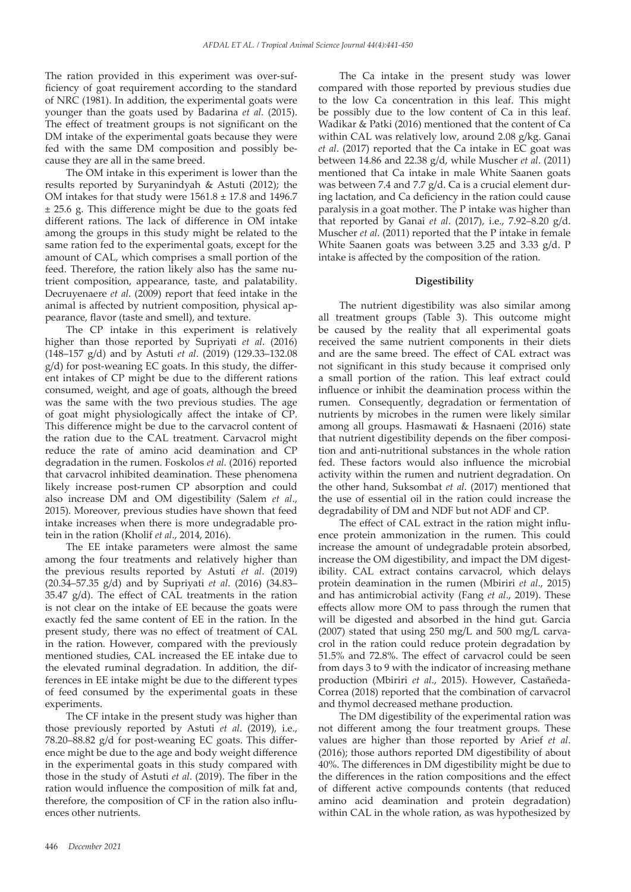The ration provided in this experiment was over-sufficiency of goat requirement according to the standard of NRC (1981). In addition, the experimental goats were younger than the goats used by Badarina *et al.* (2015). The effect of treatment groups is not significant on the DM intake of the experimental goats because they were fed with the same DM composition and possibly because they are all in the same breed.

The OM intake in this experiment is lower than the results reported by Suryanindyah & Astuti (2012); the OM intakes for that study were 1561.8 ± 17.8 and 1496.7 ± 25.6 g. This difference might be due to the goats fed different rations. The lack of difference in OM intake among the groups in this study might be related to the same ration fed to the experimental goats, except for the amount of CAL, which comprises a small portion of the feed. Therefore, the ration likely also has the same nutrient composition, appearance, taste, and palatability. Decruyenaere *et al.* (2009) report that feed intake in the animal is affected by nutrient composition, physical appearance, flavor (taste and smell), and texture.

The CP intake in this experiment is relatively higher than those reported by Supriyati *et al.* (2016) (148–157 g/d) and by Astuti *et al.* (2019) (129.33–132.08 g/d) for post-weaning EC goats. In this study, the different intakes of CP might be due to the different rations consumed, weight, and age of goats, although the breed was the same with the two previous studies. The age of goat might physiologically affect the intake of CP. This difference might be due to the carvacrol content of the ration due to the CAL treatment. Carvacrol might reduce the rate of amino acid deamination and CP degradation in the rumen. Foskolos *et al.* (2016) reported that carvacrol inhibited deamination. These phenomena likely increase post-rumen CP absorption and could also increase DM and OM digestibility (Salem *et al.*, 2015). Moreover, previous studies have shown that feed intake increases when there is more undegradable protein in the ration (Kholif *et al.*, 2014, 2016).

The EE intake parameters were almost the same among the four treatments and relatively higher than the previous results reported by Astuti *et al.* (2019) (20.34–57.35 g/d) and by Supriyati *et al.* (2016) (34.83–35.47 g/d). The effect of CAL treatments in the ration is not clear on the intake of EE because the goats were exactly fed the same content of EE in the ration. In the present study, there was no effect of treatment of CAL in the ration. However, compared with the previously mentioned studies, CAL increased the EE intake due to the elevated ruminal degradation. In addition, the differences in EE intake might be due to the different types of feed consumed by the experimental goats in these experiments.

The CF intake in the present study was higher than those previously reported by Astuti *et al.* (2019), i.e., 78.20–88.82 g/d for post-weaning EC goats. This difference might be due to the age and body weight difference in the experimental goats in this study compared with those in the study of Astuti *et al.* (2019). The fiber in the ration would influence the composition of milk fat and, therefore, the composition of CF in the ration also influences other nutrients.

The Ca intake in the present study was lower compared with those reported by previous studies due to the low Ca concentration in this leaf. This might be possibly due to the low content of Ca in this leaf. Wadikar & Patki (2016) mentioned that the content of Ca within CAL was relatively low, around 2.08 g/kg. Ganai *et al.* (2017) reported that the Ca intake in EC goat was between 14.86 and 22.38 g/d, while Muscher *et al.* (2011) mentioned that Ca intake in male White Saanen goats was between 7.4 and 7.7 g/d. Ca is a crucial element during lactation, and Ca deficiency in the ration could cause paralysis in a goat mother. The P intake was higher than that reported by Ganai *et al.* (2017), i.e., 7.92–8.20 g/d. Muscher *et al.* (2011) reported that the P intake in female White Saanen goats was between 3.25 and 3.33 g/d. P intake is affected by the composition of the ration.

## Digestibility

The nutrient digestibility was also similar among all treatment groups (Table 3). This outcome might be caused by the reality that all experimental goats received the same nutrient components in their diets and are the same breed. The effect of CAL extract was not significant in this study because it comprised only a small portion of the ration. This leaf extract could influence or inhibit the deamination process within the rumen. Consequently, degradation or fermentation of nutrients by microbes in the rumen were likely similar among all groups. Hasmawati & Hasnaeni (2016) state that nutrient digestibility depends on the fiber composition and anti-nutritional substances in the whole ration fed. These factors would also influence the microbial activity within the rumen and nutrient degradation. On the other hand, Suksombat *et al.* (2017) mentioned that the use of essential oil in the ration could increase the degradability of DM and NDF but not ADF and CP.

The effect of CAL extract in the ration might influence protein ammonization in the rumen. This could increase the amount of undegradable protein absorbed, increase the OM digestibility, and impact the DM digestibility. CAL extract contains carvacrol, which delays protein deamination in the rumen (Mbiriri *et al.*, 2015) and has antimicrobial activity (Fang *et al.*, 2019). These effects allow more OM to pass through the rumen that will be digested and absorbed in the hind gut. Garcia (2007) stated that using 250 mg/L and 500 mg/L carvacrol in the ration could reduce protein degradation by 51.5% and 72.8%. The effect of carvacrol could be seen from days 3 to 9 with the indicator of increasing methane production (Mbiriri *et al.*, 2015). However, Castañeda-Correa (2018) reported that the combination of carvacrol and thymol decreased methane production.

The DM digestibility of the experimental ration was not different among the four treatment groups. These values are higher than those reported by Arief *et al.* (2016); those authors reported DM digestibility of about 40%. The differences in DM digestibility might be due to the differences in the ration compositions and the effect of different active compounds contents (that reduced amino acid deamination and protein degradation) within CAL in the whole ration, as was hypothesized by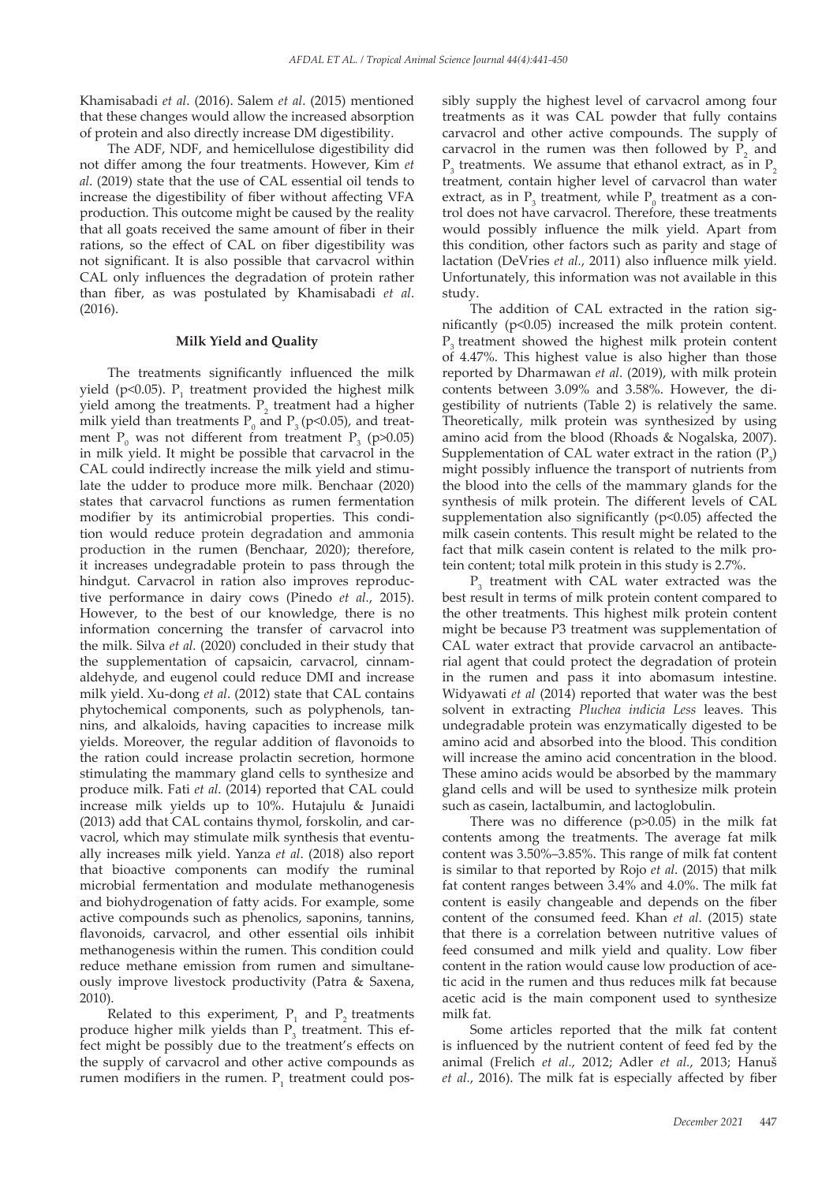Khamisabadi *et al*. (2016). Salem *et al*. (2015) mentioned that these changes would allow the increased absorption of protein and also directly increase DM digestibility.

The ADF, NDF, and hemicellulose digestibility did not differ among the four treatments. However, Kim *et al*. (2019) state that the use of CAL essential oil tends to increase the digestibility of fiber without affecting VFA production. This outcome might be caused by the reality that all goats received the same amount of fiber in their rations, so the effect of CAL on fiber digestibility was not significant. It is also possible that carvacrol within CAL only influences the degradation of protein rather than fiber, as was postulated by Khamisabadi *et al*. (2016).

### Milk Yield and Quality

The treatments significantly influenced the milk yield ($p<0.05$). $P_1$ treatment provided the highest milk yield among the treatments. $P_2$ treatment had a higher milk yield than treatments $P_0$ and $P_3$ ($p<0.05$), and treatment $P_0$ was not different from treatment $P_3$ ($p>0.05$) in milk yield. It might be possible that carvacrol in the CAL could indirectly increase the milk yield and stimulate the udder to produce more milk. Benchaar (2020) states that carvacrol functions as rumen fermentation modifier by its antimicrobial properties. This condition would reduce protein degradation and ammonia production in the rumen (Benchaar, 2020); therefore, it increases undegradable protein to pass through the hindgut. Carvacrol in ration also improves reproductive performance in dairy cows (Pinedo *et al*., 2015). However, to the best of our knowledge, there is no information concerning the transfer of carvacrol into the milk. Silva *et al*. (2020) concluded in their study that the supplementation of capsaicin, carvacrol, cinnamaldehyde, and eugenol could reduce DMI and increase milk yield. Xu-dong *et al*. (2012) state that CAL contains phytochemical components, such as polyphenols, tannins, and alkaloids, having capacities to increase milk yields. Moreover, the regular addition of flavonoids to the ration could increase prolactin secretion, hormone stimulating the mammary gland cells to synthesize and produce milk. Fati *et al*. (2014) reported that CAL could increase milk yields up to 10%. Hutajulu & Junaidi (2013) add that CAL contains thymol, forskolin, and carvacrol, which may stimulate milk synthesis that eventually increases milk yield. Yanza *et al*. (2018) also report that bioactive components can modify the ruminal microbial fermentation and modulate methanogenesis and biohydrogenation of fatty acids. For example, some active compounds such as phenolics, saponins, tannins, flavonoids, carvacrol, and other essential oils inhibit methanogenesis within the rumen. This condition could reduce methane emission from rumen and simultaneously improve livestock productivity (Patra & Saxena, 2010).

Related to this experiment, $P_1$ and $P_2$ treatments produce higher milk yields than $P_3$ treatment. This effect might be possibly due to the treatment's effects on the supply of carvacrol and other active compounds as rumen modifiers in the rumen. $P_1$ treatment could possibly supply the highest level of carvacrol among four treatments as it was CAL powder that fully contains carvacrol and other active compounds. The supply of carvacrol in the rumen was then followed by $P_2$ and $P_3$ treatments. We assume that ethanol extract, as in $P_2$ treatment, contain higher level of carvacrol than water extract, as in $P_3$ treatment, while $P_0$ treatment as a control does not have carvacrol. Therefore, these treatments would possibly influence the milk yield. Apart from this condition, other factors such as parity and stage of lactation (DeVries *et al*., 2011) also influence milk yield. Unfortunately, this information was not available in this study.

The addition of CAL extracted in the ration significantly ($p<0.05$) increased the milk protein content. $P_3$ treatment showed the highest milk protein content of 4.47%. This highest value is also higher than those reported by Dharmawan *et al*. (2019), with milk protein contents between 3.09% and 3.58%. However, the digestibility of nutrients (Table 2) is relatively the same. Theoretically, milk protein was synthesized by using amino acid from the blood (Rhoads & Nogalska, 2007). Supplementation of CAL water extract in the ration ($P_3$) might possibly influence the transport of nutrients from the blood into the cells of the mammary glands for the synthesis of milk protein. The different levels of CAL supplementation also significantly ($p<0.05$) affected the milk casein contents. This result might be related to the fact that milk casein content is related to the milk protein content; total milk protein in this study is 2.7%.

$P_3$ treatment with CAL water extracted was the best result in terms of milk protein content compared to the other treatments. This highest milk protein content might be because P3 treatment was supplementation of CAL water extract that provide carvacrol an antibacterial agent that could protect the degradation of protein in the rumen and pass it into abomasum intestine. Widyawati *et al* (2014) reported that water was the best solvent in extracting *Pluchea indicia Less* leaves. This undegradable protein was enzymatically digested to be amino acid and absorbed into the blood. This condition will increase the amino acid concentration in the blood. These amino acids would be absorbed by the mammary gland cells and will be used to synthesize milk protein such as casein, lactalbumin, and lactoglobulin.

There was no difference ($p>0.05$) in the milk fat contents among the treatments. The average fat milk content was 3.50%–3.85%. This range of milk fat content is similar to that reported by Rojo *et al*. (2015) that milk fat content ranges between 3.4% and 4.0%. The milk fat content is easily changeable and depends on the fiber content of the consumed feed. Khan *et al*. (2015) state that there is a correlation between nutritive values of feed consumed and milk yield and quality. Low fiber content in the ration would cause low production of acetic acid in the rumen and thus reduces milk fat because acetic acid is the main component used to synthesize milk fat.

Some articles reported that the milk fat content is influenced by the nutrient content of feed fed by the animal (Frelich *et al*., 2012; Adler *et al*., 2013; Hanuš *et al*., 2016). The milk fat is especially affected by fiber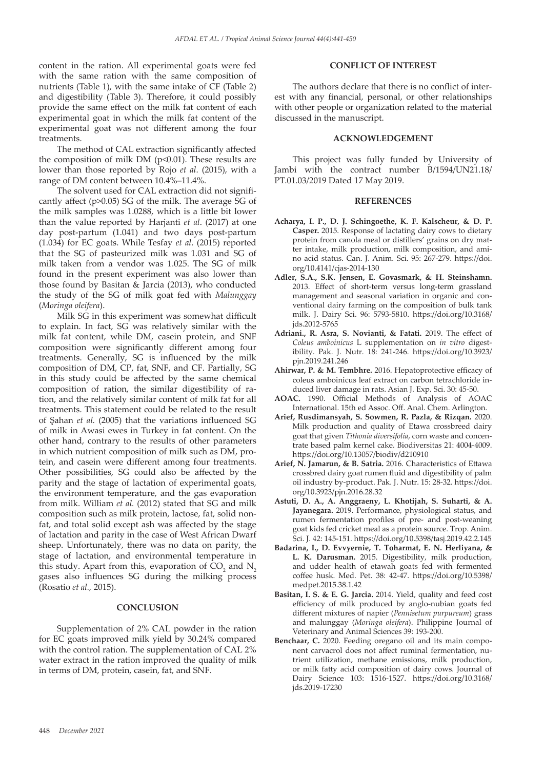content in the ration. All experimental goats were fed with the same ration with the same composition of nutrients (Table 1), with the same intake of CF (Table 2) and digestibility (Table 3). Therefore, it could possibly provide the same effect on the milk fat content of each experimental goat in which the milk fat content of the experimental goat was not different among the four treatments.

The method of CAL extraction significantly affected the composition of milk DM ($p<0.01$). These results are lower than those reported by Rojo *et al*. (2015), with a range of DM content between 10.4%–11.4%.

The solvent used for CAL extraction did not significantly affect ($p>0.05$) SG of the milk. The average SG of the milk samples was 1.0288, which is a little bit lower than the value reported by Harjanti *et al*. (2017) at one day post-partum (1.041) and two days post-partum (1.034) for EC goats. While Tesfay *et al*. (2015) reported that the SG of pasteurized milk was 1.031 and SG of milk taken from a vendor was 1.025. The SG of milk found in the present experiment was also lower than those found by Basitan & Jarcia (2013), who conducted the study of the SG of milk goat fed with *Malunggay* (*Moringa oleifera*).

Milk SG in this experiment was somewhat difficult to explain. In fact, SG was relatively similar with the milk fat content, while DM, casein protein, and SNF composition were significantly different among four treatments. Generally, SG is influenced by the milk composition of DM, CP, fat, SNF, and CF. Partially, SG in this study could be affected by the same chemical composition of ration, the similar digestibility of ration, and the relatively similar content of milk fat for all treatments. This statement could be related to the result of Şahan *et al.* (2005) that the variations influenced SG of milk in Awasi ewes in Turkey in fat content. On the other hand, contrary to the results of other parameters in which nutrient composition of milk such as DM, protein, and casein were different among four treatments. Other possibilities, SG could also be affected by the parity and the stage of lactation of experimental goats, the environment temperature, and the gas evaporation from milk. William *et al.* (2012) stated that SG and milk composition such as milk protein, lactose, fat, solid non-fat, and total solid except ash was affected by the stage of lactation and parity in the case of West African Dwarf sheep. Unfortunately, there was no data on parity, the stage of lactation, and environmental temperature in this study. Apart from this, evaporation of $CO_2$ and $N_2$ gases also influences SG during the milking process (Rosatio *et al.,* 2015).

## CONCLUSION

Supplementation of 2% CAL powder in the ration for EC goats improved milk yield by 30.24% compared with the control ration. The supplementation of CAL 2% water extract in the ration improved the quality of milk in terms of DM, protein, casein, fat, and SNF.

## CONFLICT OF INTEREST

The authors declare that there is no conflict of interest with any financial, personal, or other relationships with other people or organization related to the material discussed in the manuscript.

## ACKNOWLEDGEMENT

This project was fully funded by University of Jambi with the contract number B/1594/UN21.18/PT.01.03/2019 Dated 17 May 2019.

## REFERENCES

**Acharya, I. P., D. J. Schingoethe, K. F. Kalscheur, & D. P. Casper.** 2015. Response of lactating dairy cows to dietary protein from canola meal or distillers' grains on dry matter intake, milk production, milk composition, and amino acid status. Can. J. Anim. Sci. 95: 267-279. https://doi.org/10.4141/cjas-2014-130

**Adler, S.A., S.K. Jensen, E. Govasmark, & H. Steinshamn.** 2013. Effect of short-term versus long-term grassland management and seasonal variation in organic and conventional dairy farming on the composition of bulk tank milk. J. Dairy Sci. 96: 5793-5810. https://doi.org/10.3168/jds.2012-5765

**Adriani., R. Asra, S. Novianti, & Fatati.** 2019. The effect of *Coleus amboinicus* L supplementation on *in vitro* digestibility. Pak. J. Nutr. 18: 241-246. https://doi.org/10.3923/pjn.2019.241.246

**Ahirwar, P. & M. Tembhre.** 2016. Hepatoprotective efficacy of coleus amboinicus leaf extract on carbon tetrachloride induced liver damage in rats. Asian J. Exp. Sci. 30: 45-50.

**AOAC.** 1990. Official Methods of Analysis of AOAC International. 15th ed Assoc. Off. Anal. Chem. Arlington.

**Arief, Rusdimansyah, S. Sowmen, R. Pazla, & Rizqan.** 2020. Milk production and quality of Etawa crossbreed dairy goat that given *Tithonia diversifolia*, corn waste and concentrate based palm kernel cake. Biodiversitas 21: 4004-4009. https://doi.org/10.13057/biodiv/d210910

**Arief, N. Jamarun, & B. Satria.** 2016. Characteristics of Ettawa crossbred dairy goat rumen fluid and digestibility of palm oil industry by-product. Pak. J. Nutr. 15: 28-32. https://doi.org/10.3923/pjn.2016.28.32

**Astuti, D. A., A. Anggraeny, L. Khotijah, S. Suharti, & A. Jayanegara.** 2019. Performance, physiological status, and rumen fermentation profiles of pre- and post-weaning goat kids fed cricket meal as a protein source. Trop. Anim. Sci. J. 42: 145-151. https://doi.org/10.5398/tasj.2019.42.2.145

**Badarina, I., D. Evvyernie, T. Toharmat, E. N. Herliyana, & L. K. Darusman.** 2015. Digestibility, milk production, and udder health of etawah goats fed with fermented coffee husk. Med. Pet. 38: 42-47. https://doi.org/10.5398/medpet.2015.38.1.42

**Basitan, I. S. & E. G. Jarcia.** 2014. Yield, quality and feed cost efficiency of milk produced by anglo-nubian goats fed different mixtures of napier (*Pennisetum purpureum*) grass and malunggay (*Moringa oleifera*). Philippine Journal of Veterinary and Animal Sciences 39: 193-200.

**Benchaar, C.** 2020. Feeding oregano oil and its main component carvacrol does not affect ruminal fermentation, nutrient utilization, methane emissions, milk production, or milk fatty acid composition of dairy cows. Journal of Dairy Science 103: 1516-1527. https://doi.org/10.3168/jds.2019-17230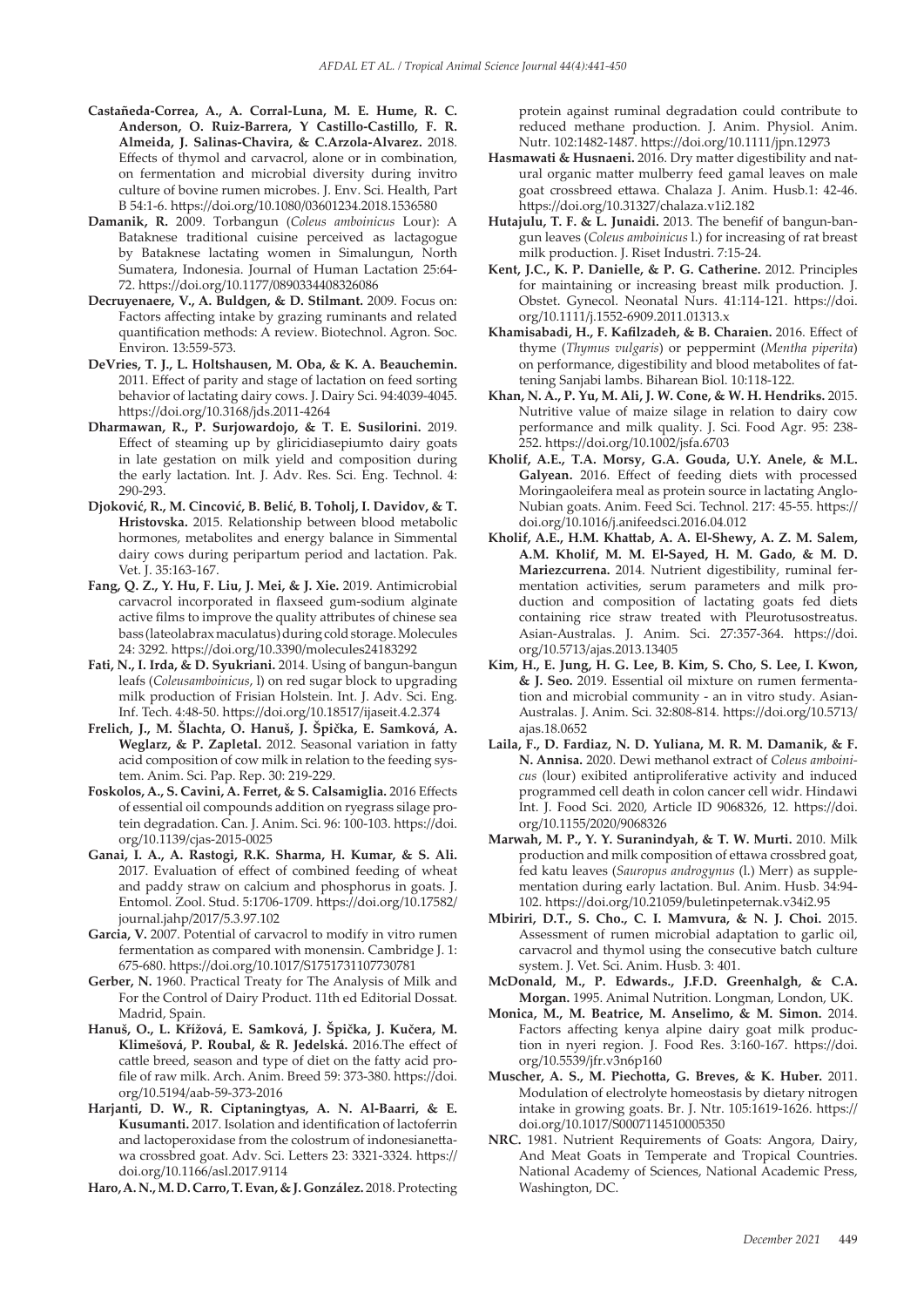**Castañeda-Correa, A., A. Corral-Luna, M. E. Hume, R. C. Anderson, O. Ruiz-Barrera, Y Castillo-Castillo, F. R. Almeida, J. Salinas-Chavira, & C.Arzola-Alvarez.** 2018. Effects of thymol and carvacrol, alone or in combination, on fermentation and microbial diversity during invitro culture of bovine rumen microbes. J. Env. Sci. Health, Part B 54:1-6. https://doi.org/10.1080/03601234.2018.1536580

**Damanik, R.** 2009. Torbangun (*Coleus amboinicus* Lour): A Bataknese traditional cuisine perceived as lactagogue by Bataknese lactating women in Simalungun, North Sumatera, Indonesia. Journal of Human Lactation 25:64-72. https://doi.org/10.1177/0890334408326086

**Decruyenaere, V., A. Buldgen, & D. Stilmant.** 2009. Focus on: Factors affecting intake by grazing ruminants and related quantification methods: A review. Biotechnol. Agron. Soc. Environ. 13:559-573.

**DeVries, T. J., L. Holtshausen, M. Oba, & K. A. Beauchemin.** 2011. Effect of parity and stage of lactation on feed sorting behavior of lactating dairy cows. J. Dairy Sci. 94:4039-4045. https://doi.org/10.3168/jds.2011-4264

**Dharmawan, R., P. Surjowardojo, & T. E. Susilorini.** 2019. Effect of steaming up by gliricidiasepiumto dairy goats in late gestation on milk yield and composition during the early lactation. Int. J. Adv. Res. Sci. Eng. Technol. 4: 290-293.

**Djoković, R., M. Cincović, B. Belić, B. Toholj, I. Davidov, & T. Hristovska.** 2015. Relationship between blood metabolic hormones, metabolites and energy balance in Simmental dairy cows during peripartum period and lactation. Pak. Vet. J. 35:163-167.

**Fang, Q. Z., Y. Hu, F. Liu, J. Mei, & J. Xie.** 2019. Antimicrobial carvacrol incorporated in flaxseed gum-sodium alginate active films to improve the quality attributes of chinese sea bass (lateolabrax maculatus) during cold storage. Molecules 24: 3292. https://doi.org/10.3390/molecules24183292

**Fati, N., I. Irda, & D. Syukriani.** 2014. Using of bangun-bangun leafs (*Coleusamboinicus*, l) on red sugar block to upgrading milk production of Frisian Holstein. Int. J. Adv. Sci. Eng. Inf. Tech. 4:48-50. https://doi.org/10.18517/ijaseit.4.2.374

**Frelich, J., M. Šlachta, O. Hanuš, J. Špička, E. Samková, A. Weglarz, & P. Zapletal.** 2012. Seasonal variation in fatty acid composition of cow milk in relation to the feeding system. Anim. Sci. Pap. Rep. 30: 219-229.

**Foskolos, A., S. Cavini, A. Ferret, & S. Calsamiglia.** 2016 Effects of essential oil compounds addition on ryegrass silage protein degradation. Can. J. Anim. Sci. 96: 100-103. https://doi.org/10.1139/cjas-2015-0025

**Ganai, I. A., A. Rastogi, R.K. Sharma, H. Kumar, & S. Ali.** 2017. Evaluation of effect of combined feeding of wheat and paddy straw on calcium and phosphorus in goats. J. Entomol. Zool. Stud. 5:1706-1709. https://doi.org/10.17582/journal.jahp/2017/5.3.97.102

**Garcia, V.** 2007. Potential of carvacrol to modify in vitro rumen fermentation as compared with monensin. Cambridge J. 1: 675-680. https://doi.org/10.1017/S1751731107730781

**Gerber, N.** 1960. Practical Treaty for The Analysis of Milk and For the Control of Dairy Product. 11th ed Editorial Dossat. Madrid, Spain.

**Hanuš, O., L. Křížová, E. Samková, J. Špička, J. Kučera, M. Klimešová, P. Roubal, & R. Jedelská.** 2016.The effect of cattle breed, season and type of diet on the fatty acid profile of raw milk. Arch. Anim. Breed 59: 373-380. https://doi.org/10.5194/aab-59-373-2016

**Harjanti, D. W., R. Ciptaningtyas, A. N. Al-Baarri, & E. Kusumanti.** 2017. Isolation and identification of lactoferrin and lactoperoxidase from the colostrum of indonesianettawa crossbred goat. Adv. Sci. Letters 23: 3321-3324. https://doi.org/10.1166/asl.2017.9114

**Haro, A. N., M. D. Carro, T. Evan, & J. González.** 2018. Protecting protein against ruminal degradation could contribute to reduced methane production. J. Anim. Physiol. Anim. Nutr. 102:1482-1487. https://doi.org/10.1111/jpn.12973

**Hasmawati & Husnaeni.** 2016. Dry matter digestibility and natural organic matter mulberry feed gamal leaves on male goat crossbreed ettawa. Chalaza J. Anim. Husb.1: 42-46. https://doi.org/10.31327/chalaza.v1i2.182

**Hutajulu, T. F. & L. Junaidi.** 2013. The benefit of bangun-bangun leaves (*Coleus amboinicus* l.) for increasing of rat breast milk production. J. Riset Industri. 7:15-24.

**Kent, J.C., K. P. Danielle, & P. G. Catherine.** 2012. Principles for maintaining or increasing breast milk production. J. Obstet. Gynecol. Neonatal Nurs. 41:114-121. https://doi.org/10.1111/j.1552-6909.2011.01313.x

**Khamisabadi, H., F. Kafilzadeh, & B. Charaien.** 2016. Effect of thyme (*Thymus vulgaris*) or peppermint (*Mentha piperita*) on performance, digestibility and blood metabolites of fattening Sanjabi lambs. Biharean Biol. 10:118-122.

**Khan, N. A., P. Yu, M. Ali, J. W. Cone, & W. H. Hendriks.** 2015. Nutritive value of maize silage in relation to dairy cow performance and milk quality. J. Sci. Food Agr. 95: 238-252. https://doi.org/10.1002/jsfa.6703

**Kholif, A.E., T.A. Morsy, G.A. Gouda, U.Y. Anele, & M.L. Galyean.** 2016. Effect of feeding diets with processed Moringaoleifera meal as protein source in lactating Anglo-Nubian goats. Anim. Feed Sci. Technol. 217: 45-55. https://doi.org/10.1016/j.anifeedsci.2016.04.012

**Kholif, A.E., H.M. Khattab, A. A. El-Shewy, A. Z. M. Salem, A.M. Kholif, M. M. El-Sayed, H. M. Gado, & M. D. Mariezcurrena.** 2014. Nutrient digestibility, ruminal fermentation activities, serum parameters and milk production and composition of lactating goats fed diets containing rice straw treated with Pleurotusostreatus. Asian-Australas. J. Anim. Sci. 27:357-364. https://doi.org/10.5713/ajas.2013.13405

**Kim, H., E. Jung, H. G. Lee, B. Kim, S. Cho, S. Lee, I. Kwon, & J. Seo.** 2019. Essential oil mixture on rumen fermentation and microbial community - an in vitro study. Asian-Australas. J. Anim. Sci. 32:808-814. https://doi.org/10.5713/ajas.18.0652

**Laila, F., D. Fardiaz, N. D. Yuliana, M. R. M. Damanik, & F. N. Annisa.** 2020. Dewi methanol extract of *Coleus amboinicus* (lour) exibited antiproliferative activity and induced programmed cell death in colon cancer cell widr. Hindawi Int. J. Food Sci. 2020, Article ID 9068326, 12. https://doi.org/10.1155/2020/9068326

**Marwah, M. P., Y. Y. Suranindyah, & T. W. Murti.** 2010. Milk production and milk composition of ettawa crossbred goat, fed katu leaves (*Sauropus androgynus* (l.) Merr) as supplementation during early lactation. Bul. Anim. Husb. 34:94-102. https://doi.org/10.21059/buletinpeternak.v34i2.95

**Mbiriri, D.T., S. Cho., C. I. Mamvura, & N. J. Choi.** 2015. Assessment of rumen microbial adaptation to garlic oil, carvacrol and thymol using the consecutive batch culture system. J. Vet. Sci. Anim. Husb. 3: 401.

**McDonald, M., P. Edwards., J.F.D. Greenhalgh, & C.A. Morgan.** 1995. Animal Nutrition. Longman, London, UK.

**Monica, M., M. Beatrice, M. Anselimo, & M. Simon.** 2014. Factors affecting kenya alpine dairy goat milk production in nyeri region. J. Food Res. 3:160-167. https://doi.org/10.5539/jfr.v3n6p160

**Muscher, A. S., M. Piechotta, G. Breves, & K. Huber.** 2011. Modulation of electrolyte homeostasis by dietary nitrogen intake in growing goats. Br. J. Ntr. 105:1619-1626. https://doi.org/10.1017/S0007114510005350

**NRC.** 1981. Nutrient Requirements of Goats: Angora, Dairy, And Meat Goats in Temperate and Tropical Countries. National Academy of Sciences, National Academic Press, Washington, DC.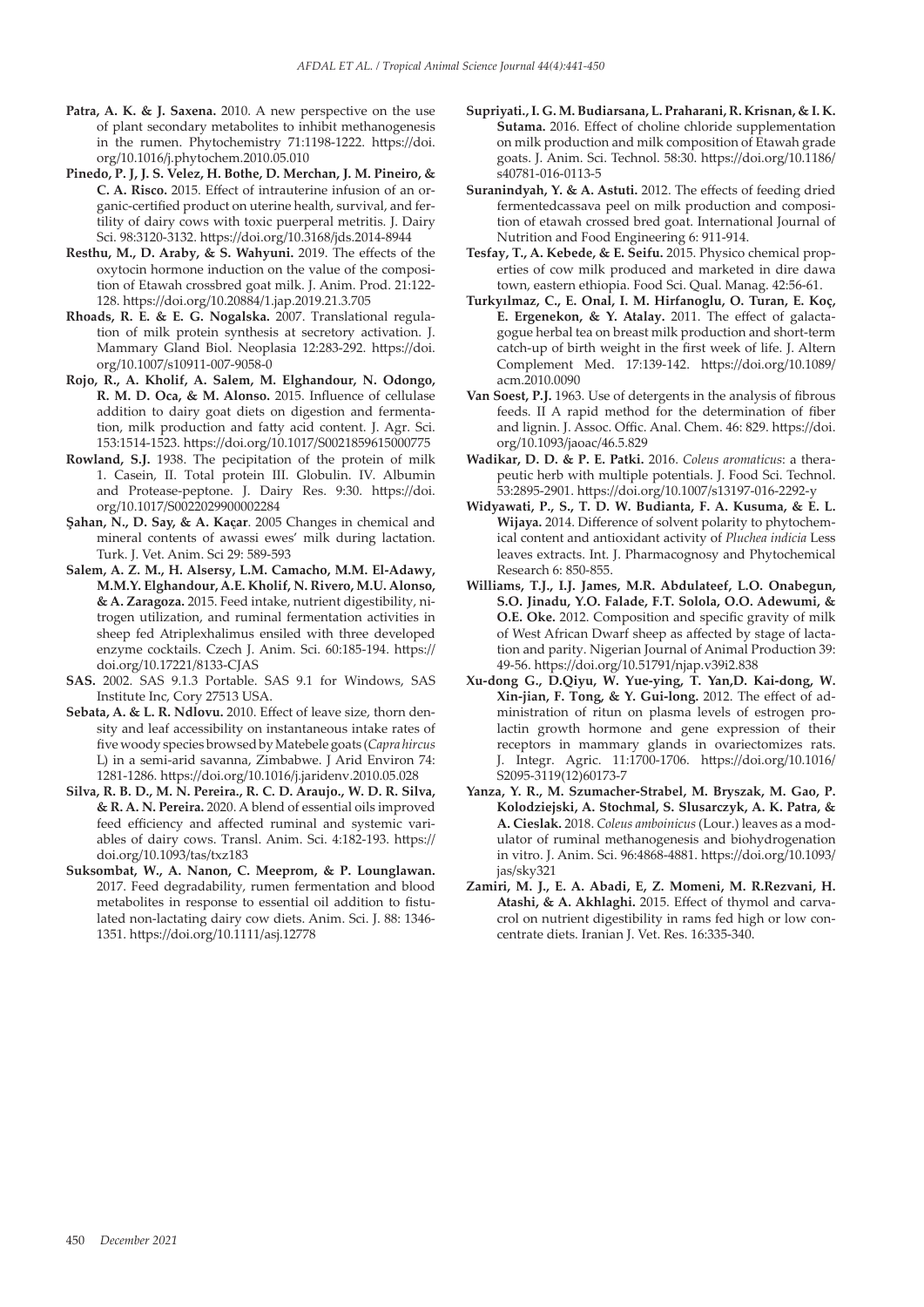**Patra, A. K. & J. Saxena.** 2010. A new perspective on the use of plant secondary metabolites to inhibit methanogenesis in the rumen. Phytochemistry 71:1198-1222. https://doi.org/10.1016/j.phytochem.2010.05.010

**Pinedo, P. J, J. S. Velez, H. Bothe, D. Merchan, J. M. Pineiro, & C. A. Risco.** 2015. Effect of intrauterine infusion of an organic-certified product on uterine health, survival, and fertility of dairy cows with toxic puerperal metritis. J. Dairy Sci. 98:3120-3132. https://doi.org/10.3168/jds.2014-8944

**Resthu, M., D. Araby, & S. Wahyuni.** 2019. The effects of the oxytocin hormone induction on the value of the composition of Etawah crossbred goat milk. J. Anim. Prod. 21:122-128. https://doi.org/10.20884/1.jap.2019.21.3.705

**Rhoads, R. E. & E. G. Nogalska.** 2007. Translational regulation of milk protein synthesis at secretory activation. J. Mammary Gland Biol. Neoplasia 12:283-292. https://doi.org/10.1007/s10911-007-9058-0

**Rojo, R., A. Kholif, A. Salem, M. Elghandour, N. Odongo, R. M. D. Oca, & M. Alonso.** 2015. Influence of cellulase addition to dairy goat diets on digestion and fermentation, milk production and fatty acid content. J. Agr. Sci. 153:1514-1523. https://doi.org/10.1017/S0021859615000775

**Rowland, S.J.** 1938. The pecipitation of the protein of milk 1. Casein, II. Total protein III. Globulin. IV. Albumin and Protease-peptone. J. Dairy Res. 9:30. https://doi.org/10.1017/S0022029900002284

**Şahan, N., D. Say, & A. Kaçar**. 2005 Changes in chemical and mineral contents of awassi ewes' milk during lactation. Turk. J. Vet. Anim. Sci 29: 589-593

**Salem, A. Z. M., H. Alsersy, L.M. Camacho, M.M. El-Adawy, M.M.Y. Elghandour, A.E. Kholif, N. Rivero, M.U. Alonso, & A. Zaragoza.** 2015. Feed intake, nutrient digestibility, nitrogen utilization, and ruminal fermentation activities in sheep fed Atriplexhalimus ensiled with three developed enzyme cocktails. Czech J. Anim. Sci. 60:185-194. https://doi.org/10.17221/8133-CJAS

**SAS.** 2002. SAS 9.1.3 Portable. SAS 9.1 for Windows, SAS Institute Inc, Cory 27513 USA.

**Sebata, A. & L. R. Ndlovu.** 2010. Effect of leave size, thorn density and leaf accessibility on instantaneous intake rates of five woody species browsed by Matebele goats (*Capra hircus* L) in a semi-arid savanna, Zimbabwe. J Arid Environ 74: 1281-1286. https://doi.org/10.1016/j.jaridenv.2010.05.028

**Silva, R. B. D., M. N. Pereira., R. C. D. Araujo., W. D. R. Silva, & R. A. N. Pereira.** 2020. A blend of essential oils improved feed efficiency and affected ruminal and systemic variables of dairy cows. Transl. Anim. Sci. 4:182-193. https://doi.org/10.1093/tas/txz183

**Suksombat, W., A. Nanon, C. Meeprom, & P. Lounglawan.** 2017. Feed degradability, rumen fermentation and blood metabolites in response to essential oil addition to fistulated non-lactating dairy cow diets. Anim. Sci. J. 88: 1346-1351. https://doi.org/10.1111/asj.12778

**Supriyati., I. G. M. Budiarsana, L. Praharani, R. Krisnan, & I. K. Sutama.** 2016. Effect of choline chloride supplementation on milk production and milk composition of Etawah grade goats. J. Anim. Sci. Technol. 58:30. https://doi.org/10.1186/s40781-016-0113-5

**Suranindyah, Y. & A. Astuti.** 2012. The effects of feeding dried fermentedcassava peel on milk production and composition of etawah crossed bred goat. International Journal of Nutrition and Food Engineering 6: 911-914.

**Tesfay, T., A. Kebede, & E. Seifu.** 2015. Physico chemical properties of cow milk produced and marketed in dire dawa town, eastern ethiopia. Food Sci. Qual. Manag. 42:56-61.

**Turkyılmaz, C., E. Onal, I. M. Hirfanoglu, O. Turan, E. Koç, E. Ergenekon, & Y. Atalay.** 2011. The effect of galactagogue herbal tea on breast milk production and short-term catch-up of birth weight in the first week of life. J. Altern Complement Med. 17:139-142. https://doi.org/10.1089/acm.2010.0090

**Van Soest, P.J.** 1963. Use of detergents in the analysis of fibrous feeds. II A rapid method for the determination of fiber and lignin. J. Assoc. Offic. Anal. Chem. 46: 829. https://doi.org/10.1093/jaoac/46.5.829

**Wadikar, D. D. & P. E. Patki.** 2016. *Coleus aromaticus*: a therapeutic herb with multiple potentials. J. Food Sci. Technol. 53:2895-2901. https://doi.org/10.1007/s13197-016-2292-y

**Widyawati, P., S., T. D. W. Budianta, F. A. Kusuma, & E. L. Wijaya.** 2014. Difference of solvent polarity to phytochemical content and antioxidant activity of *Pluchea indicia* Less leaves extracts. Int. J. Pharmacognosy and Phytochemical Research 6: 850-855.

**Williams, T.J., I.J. James, M.R. Abdulateef, L.O. Onabegun, S.O. Jinadu, Y.O. Falade, F.T. Solola, O.O. Adewumi, & O.E. Oke.** 2012. Composition and specific gravity of milk of West African Dwarf sheep as affected by stage of lactation and parity. Nigerian Journal of Animal Production 39: 49-56. https://doi.org/10.51791/njap.v39i2.838

**Xu-dong G., D.Qiyu, W. Yue-ying, T. Yan,D. Kai-dong, W. Xin-jian, F. Tong, & Y. Gui-long.** 2012. The effect of administration of ritun on plasma levels of estrogen prolactin growth hormone and gene expression of their receptors in mammary glands in ovariectomizes rats. J. Integr. Agric. 11:1700-1706. https://doi.org/10.1016/S2095-3119(12)60173-7

**Yanza, Y. R., M. Szumacher-Strabel, M. Bryszak, M. Gao, P. Kolodziejski, A. Stochmal, S. Slusarczyk, A. K. Patra, & A. Cieslak.** 2018. *Coleus amboinicus* (Lour.) leaves as a modulator of ruminal methanogenesis and biohydrogenation in vitro. J. Anim. Sci. 96:4868-4881. https://doi.org/10.1093/jas/sky321

**Zamiri, M. J., E. A. Abadi, E, Z. Momeni, M. R.Rezvani, H. Atashi, & A. Akhlaghi.** 2015. Effect of thymol and carvacrol on nutrient digestibility in rams fed high or low concentrate diets. Iranian J. Vet. Res. 16:335-340.